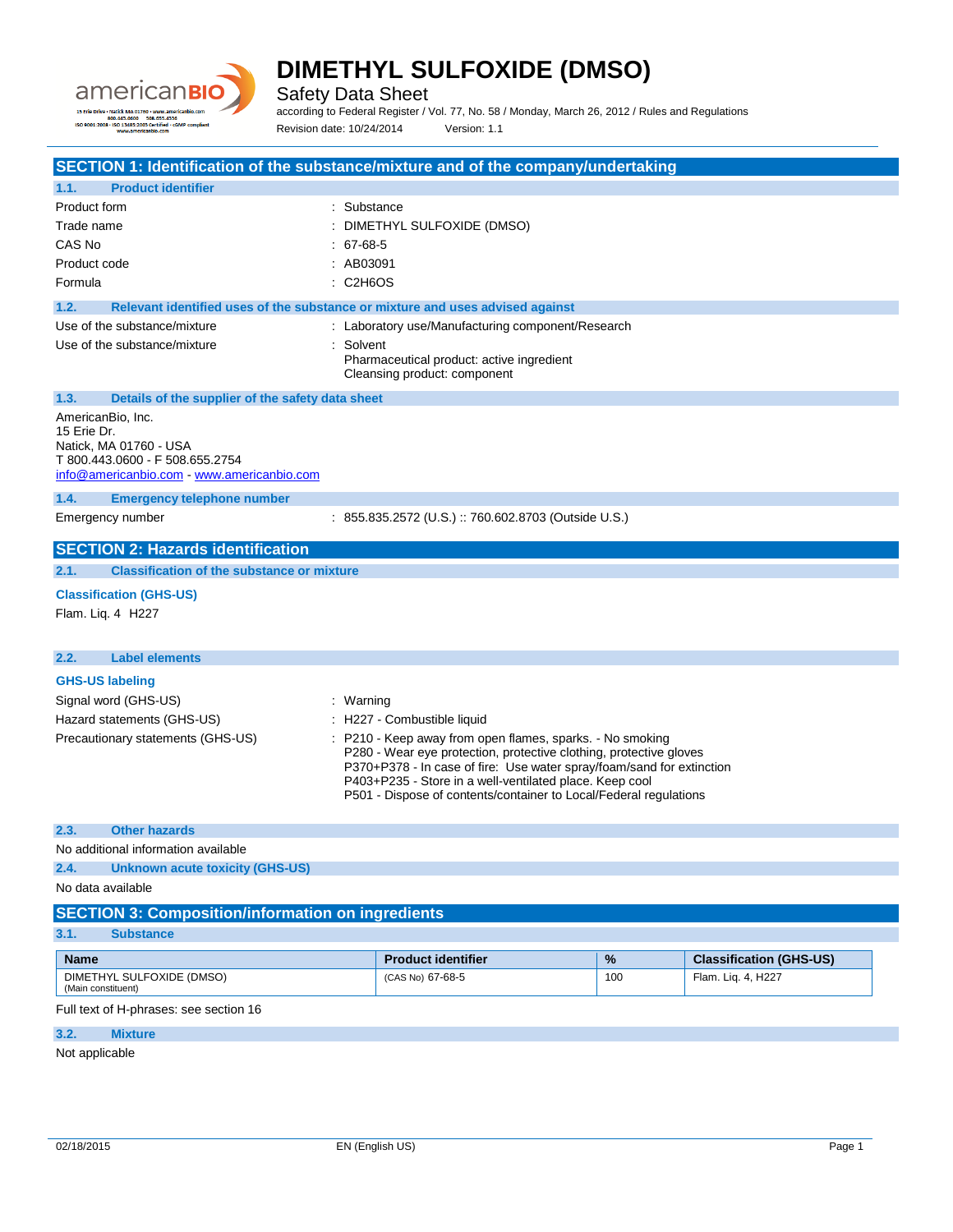# DIMETHYL SULFOXIDE (DMSO)

Safety Data Sheet

according to Federal Register / Vol. 77, No. 58 / Monday, March 26, 2012 / Rules and Regulations

Revision date: 10/24/2014 Version: 1.1

## SECTION 1: Identification of the substance/mixture and of the company/undertaking

### 1.1. Product identifier

Product form : Substance

Trade name : DIMETHYL SULFOXIDE (DMSO)

CAS No : 67-68-5

Product code : AB03091

Formula : C2H6OS

### 1.2. Relevant identified uses of the substance or mixture and uses advised against

Use of the substance/mixture : Laboratory use/Manufacturing component/Research

Use of the substance/mixture : Solvent
Pharmaceutical product: active ingredient
Cleansing product: component

### 1.3. Details of the supplier of the safety data sheet

AmericanBio, Inc.
15 Erie Dr.
Natick, MA 01760 - USA
T 800.443.0600 - F 508.655.2754
info@americanbio.com - www.americanbio.com

### 1.4. Emergency telephone number

Emergency number : 855.835.2572 (U.S.) :: 760.602.8703 (Outside U.S.)

## SECTION 2: Hazards identification

### 2.1. Classification of the substance or mixture

**Classification (GHS-US)**

Flam. Liq. 4 H227

### 2.2. Label elements

**GHS-US labeling**

Signal word (GHS-US) : Warning

Hazard statements (GHS-US) : H227 - Combustible liquid

Precautionary statements (GHS-US) : P210 - Keep away from open flames, sparks. - No smoking
P280 - Wear eye protection, protective clothing, protective gloves
P370+P378 - In case of fire: Use water spray/foam/sand for extinction
P403+P235 - Store in a well-ventilated place. Keep cool
P501 - Dispose of contents/container to Local/Federal regulations

### 2.3. Other hazards

No additional information available

### 2.4. Unknown acute toxicity (GHS-US)

No data available

## SECTION 3: Composition/information on ingredients

### 3.1. Substance

| Name | Product identifier | % | Classification (GHS-US) |
|---|---|---|---|
| DIMETHYL SULFOXIDE (DMSO) (Main constituent) | (CAS No) 67-68-5 | 100 | Flam. Liq. 4, H227 |

Full text of H-phrases: see section 16

### 3.2. Mixture

Not applicable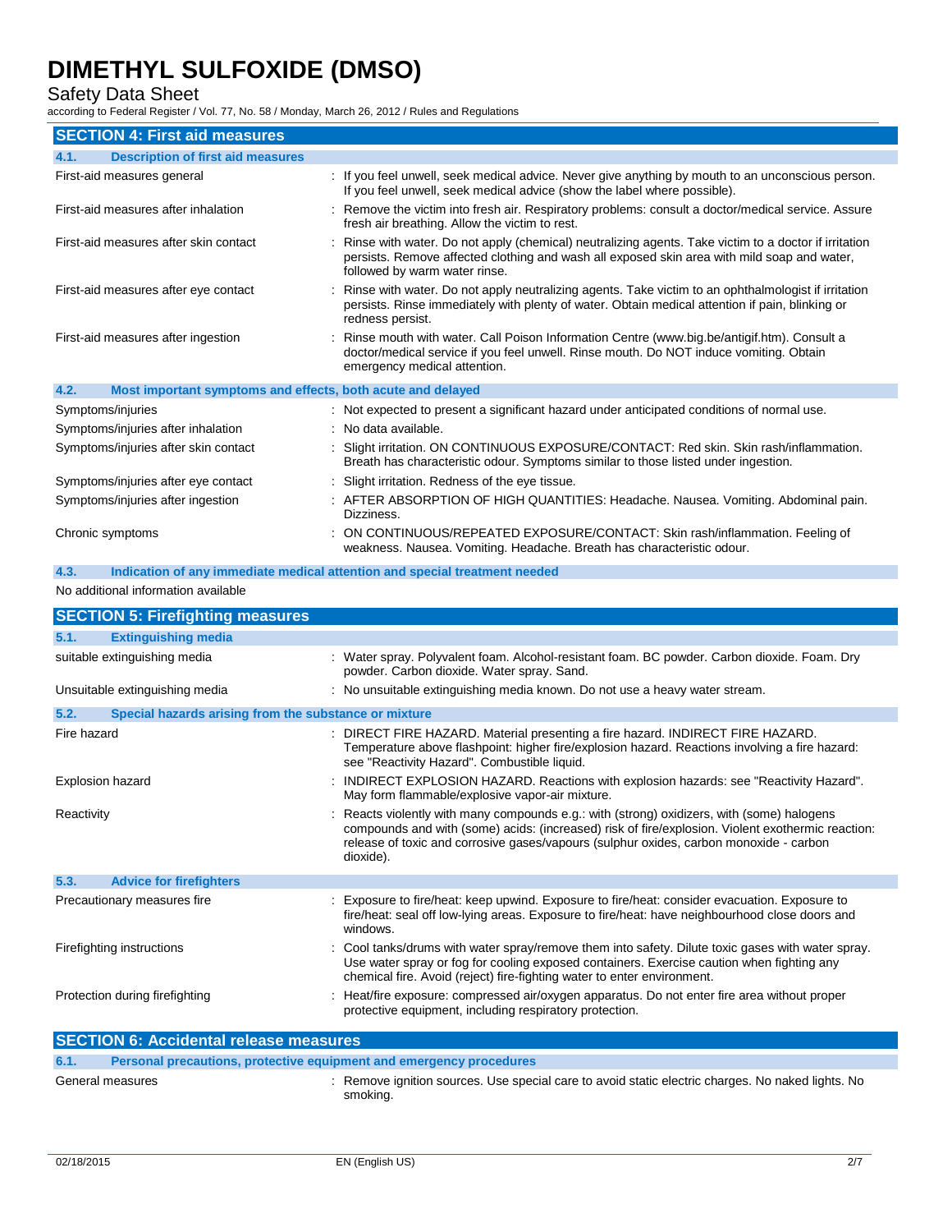## SECTION 4: First aid measures

### 4.1. Description of first aid measures

| | |
|---|---|
| First-aid measures general | : If you feel unwell, seek medical advice. Never give anything by mouth to an unconscious person. If you feel unwell, seek medical advice (show the label where possible). |
| First-aid measures after inhalation | : Remove the victim into fresh air. Respiratory problems: consult a doctor/medical service. Assure fresh air breathing. Allow the victim to rest. |
| First-aid measures after skin contact | : Rinse with water. Do not apply (chemical) neutralizing agents. Take victim to a doctor if irritation persists. Remove affected clothing and wash all exposed skin area with mild soap and water, followed by warm water rinse. |
| First-aid measures after eye contact | : Rinse with water. Do not apply neutralizing agents. Take victim to an ophthalmologist if irritation persists. Rinse immediately with plenty of water. Obtain medical attention if pain, blinking or redness persist. |
| First-aid measures after ingestion | : Rinse mouth with water. Call Poison Information Centre (www.big.be/antigif.htm). Consult a doctor/medical service if you feel unwell. Rinse mouth. Do NOT induce vomiting. Obtain emergency medical attention. |

### 4.2. Most important symptoms and effects, both acute and delayed

| | |
|---|---|
| Symptoms/injuries | : Not expected to present a significant hazard under anticipated conditions of normal use. |
| Symptoms/injuries after inhalation | : No data available. |
| Symptoms/injuries after skin contact | : Slight irritation. ON CONTINUOUS EXPOSURE/CONTACT: Red skin. Skin rash/inflammation. Breath has characteristic odour. Symptoms similar to those listed under ingestion. |
| Symptoms/injuries after eye contact | : Slight irritation. Redness of the eye tissue. |
| Symptoms/injuries after ingestion | : AFTER ABSORPTION OF HIGH QUANTITIES: Headache. Nausea. Vomiting. Abdominal pain. Dizziness. |
| Chronic symptoms | : ON CONTINUOUS/REPEATED EXPOSURE/CONTACT: Skin rash/inflammation. Feeling of weakness. Nausea. Vomiting. Headache. Breath has characteristic odour. |

### 4.3. Indication of any immediate medical attention and special treatment needed

No additional information available

## SECTION 5: Firefighting measures

### 5.1. Extinguishing media

| | |
|---|---|
| suitable extinguishing media | : Water spray. Polyvalent foam. Alcohol-resistant foam. BC powder. Carbon dioxide. Foam. Dry powder. Carbon dioxide. Water spray. Sand. |
| Unsuitable extinguishing media | : No unsuitable extinguishing media known. Do not use a heavy water stream. |

### 5.2. Special hazards arising from the substance or mixture

| | |
|---|---|
| Fire hazard | : DIRECT FIRE HAZARD. Material presenting a fire hazard. INDIRECT FIRE HAZARD. Temperature above flashpoint: higher fire/explosion hazard. Reactions involving a fire hazard: see "Reactivity Hazard". Combustible liquid. |
| Explosion hazard | : INDIRECT EXPLOSION HAZARD. Reactions with explosion hazards: see "Reactivity Hazard". May form flammable/explosive vapor-air mixture. |
| Reactivity | : Reacts violently with many compounds e.g.: with (strong) oxidizers, with (some) halogens compounds and with (some) acids: (increased) risk of fire/explosion. Violent exothermic reaction: release of toxic and corrosive gases/vapours (sulphur oxides, carbon monoxide - carbon dioxide). |

### 5.3. Advice for firefighters

| | |
|---|---|
| Precautionary measures fire | : Exposure to fire/heat: keep upwind. Exposure to fire/heat: consider evacuation. Exposure to fire/heat: seal off low-lying areas. Exposure to fire/heat: have neighbourhood close doors and windows. |
| Firefighting instructions | : Cool tanks/drums with water spray/remove them into safety. Dilute toxic gases with water spray. Use water spray or fog for cooling exposed containers. Exercise caution when fighting any chemical fire. Avoid (reject) fire-fighting water to enter environment. |
| Protection during firefighting | : Heat/fire exposure: compressed air/oxygen apparatus. Do not enter fire area without proper protective equipment, including respiratory protection. |

## SECTION 6: Accidental release measures

### 6.1. Personal precautions, protective equipment and emergency procedures

| | |
|---|---|
| General measures | : Remove ignition sources. Use special care to avoid static electric charges. No naked lights. No smoking. |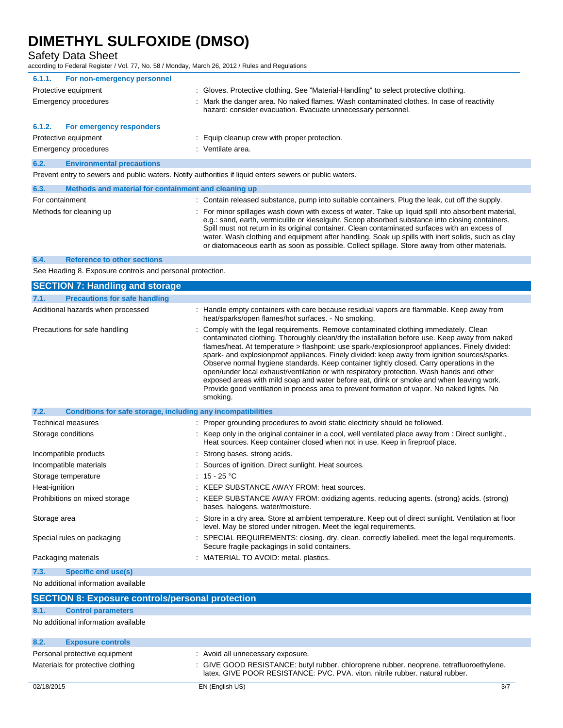#### 6.1.1. For non-emergency personnel

| | |
|---|---|
| Protective equipment | : Gloves. Protective clothing. See "Material-Handling" to select protective clothing. |
| Emergency procedures | : Mark the danger area. No naked flames. Wash contaminated clothes. In case of reactivity hazard: consider evacuation. Evacuate unnecessary personnel. |

#### 6.1.2. For emergency responders

| | |
|---|---|
| Protective equipment | : Equip cleanup crew with proper protection. |
| Emergency procedures | : Ventilate area. |

### 6.2. Environmental precautions

Prevent entry to sewers and public waters. Notify authorities if liquid enters sewers or public waters.

### 6.3. Methods and material for containment and cleaning up

| | |
|---|---|
| For containment | : Contain released substance, pump into suitable containers. Plug the leak, cut off the supply. |
| Methods for cleaning up | : For minor spillages wash down with excess of water. Take up liquid spill into absorbent material, e.g.: sand, earth, vermiculite or kieselguhr. Scoop absorbed substance into closing containers. Spill must not return in its original container. Clean contaminated surfaces with an excess of water. Wash clothing and equipment after handling. Soak up spills with inert solids, such as clay or diatomaceous earth as soon as possible. Collect spillage. Store away from other materials. |

### 6.4. Reference to other sections

See Heading 8. Exposure controls and personal protection.

## SECTION 7: Handling and storage

### 7.1. Precautions for safe handling

| | |
|---|---|
| Additional hazards when processed | : Handle empty containers with care because residual vapors are flammable. Keep away from heat/sparks/open flames/hot surfaces. - No smoking. |
| Precautions for safe handling | : Comply with the legal requirements. Remove contaminated clothing immediately. Clean contaminated clothing. Thoroughly clean/dry the installation before use. Keep away from naked flames/heat. At temperature > flashpoint: use spark-/explosionproof appliances. Finely divided: spark- and explosionproof appliances. Finely divided: keep away from ignition sources/sparks. Observe normal hygiene standards. Keep container tightly closed. Carry operations in the open/under local exhaust/ventilation or with respiratory protection. Wash hands and other exposed areas with mild soap and water before eat, drink or smoke and when leaving work. Provide good ventilation in process area to prevent formation of vapor. No naked lights. No smoking. |

### 7.2. Conditions for safe storage, including any incompatibilities

| | |
|---|---|
| Technical measures | : Proper grounding procedures to avoid static electricity should be followed. |
| Storage conditions | : Keep only in the original container in a cool, well ventilated place away from : Direct sunlight., Heat sources. Keep container closed when not in use. Keep in fireproof place. |
| Incompatible products | : Strong bases. strong acids. |
| Incompatible materials | : Sources of ignition. Direct sunlight. Heat sources. |
| Storage temperature | : 15 - 25 °C |
| Heat-ignition | : KEEP SUBSTANCE AWAY FROM: heat sources. |
| Prohibitions on mixed storage | : KEEP SUBSTANCE AWAY FROM: oxidizing agents. reducing agents. (strong) acids. (strong) bases. halogens. water/moisture. |
| Storage area | : Store in a dry area. Store at ambient temperature. Keep out of direct sunlight. Ventilation at floor level. May be stored under nitrogen. Meet the legal requirements. |
| Special rules on packaging | : SPECIAL REQUIREMENTS: closing. dry. clean. correctly labelled. meet the legal requirements. Secure fragile packagings in solid containers. |
| Packaging materials | : MATERIAL TO AVOID: metal. plastics. |

### 7.3. Specific end use(s)

No additional information available

## SECTION 8: Exposure controls/personal protection

### 8.1. Control parameters

No additional information available

### 8.2. Exposure controls

| | |
|---|---|
| Personal protective equipment | : Avoid all unnecessary exposure. |
| Materials for protective clothing | : GIVE GOOD RESISTANCE: butyl rubber. chloroprene rubber. neoprene. tetrafluoroethylene. latex. GIVE POOR RESISTANCE: PVC. PVA. viton. nitrile rubber. natural rubber. |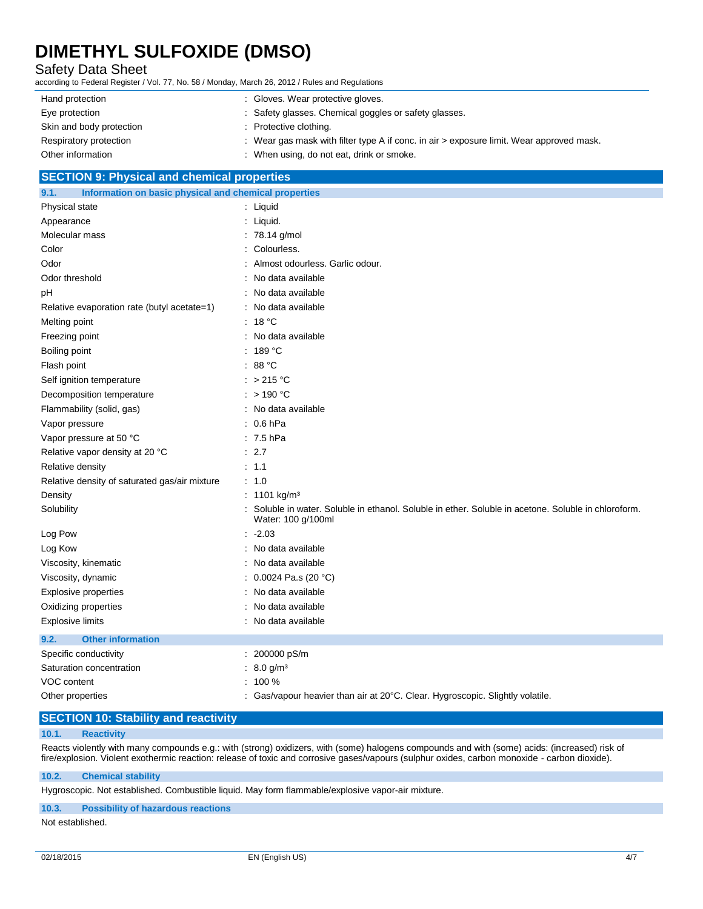| | |
|---|---|
| Hand protection | : Gloves. Wear protective gloves. |
| Eye protection | : Safety glasses. Chemical goggles or safety glasses. |
| Skin and body protection | : Protective clothing. |
| Respiratory protection | : Wear gas mask with filter type A if conc. in air > exposure limit. Wear approved mask. |
| Other information | : When using, do not eat, drink or smoke. |

## SECTION 9: Physical and chemical properties

### 9.1. Information on basic physical and chemical properties

| | |
|---|---|
| Physical state | : Liquid |
| Appearance | : Liquid. |
| Molecular mass | : 78.14 g/mol |
| Color | : Colourless. |
| Odor | : Almost odourless. Garlic odour. |
| Odor threshold | : No data available |
| pH | : No data available |
| Relative evaporation rate (butyl acetate=1) | : No data available |
| Melting point | : 18 °C |
| Freezing point | : No data available |
| Boiling point | : 189 °C |
| Flash point | : 88 °C |
| Self ignition temperature | : > 215 °C |
| Decomposition temperature | : > 190 °C |
| Flammability (solid, gas) | : No data available |
| Vapor pressure | : 0.6 hPa |
| Vapor pressure at 50 °C | : 7.5 hPa |
| Relative vapor density at 20 °C | : 2.7 |
| Relative density | : 1.1 |
| Relative density of saturated gas/air mixture | : 1.0 |
| Density | : 1101 kg/m³ |
| Solubility | : Soluble in water. Soluble in ethanol. Soluble in ether. Soluble in acetone. Soluble in chloroform. Water: 100 g/100ml |
| Log Pow | : -2.03 |
| Log Kow | : No data available |
| Viscosity, kinematic | : No data available |
| Viscosity, dynamic | : 0.0024 Pa.s (20 °C) |
| Explosive properties | : No data available |
| Oxidizing properties | : No data available |
| Explosive limits | : No data available |

### 9.2. Other information

| | |
|---|---|
| Specific conductivity | : 200000 pS/m |
| Saturation concentration | : 8.0 g/m³ |
| VOC content | : 100 % |
| Other properties | : Gas/vapour heavier than air at 20°C. Clear. Hygroscopic. Slightly volatile. |

## SECTION 10: Stability and reactivity

### 10.1. Reactivity

Reacts violently with many compounds e.g.: with (strong) oxidizers, with (some) halogens compounds and with (some) acids: (increased) risk of fire/explosion. Violent exothermic reaction: release of toxic and corrosive gases/vapours (sulphur oxides, carbon monoxide - carbon dioxide).

### 10.2. Chemical stability

Hygroscopic. Not established. Combustible liquid. May form flammable/explosive vapor-air mixture.

### 10.3. Possibility of hazardous reactions

Not established.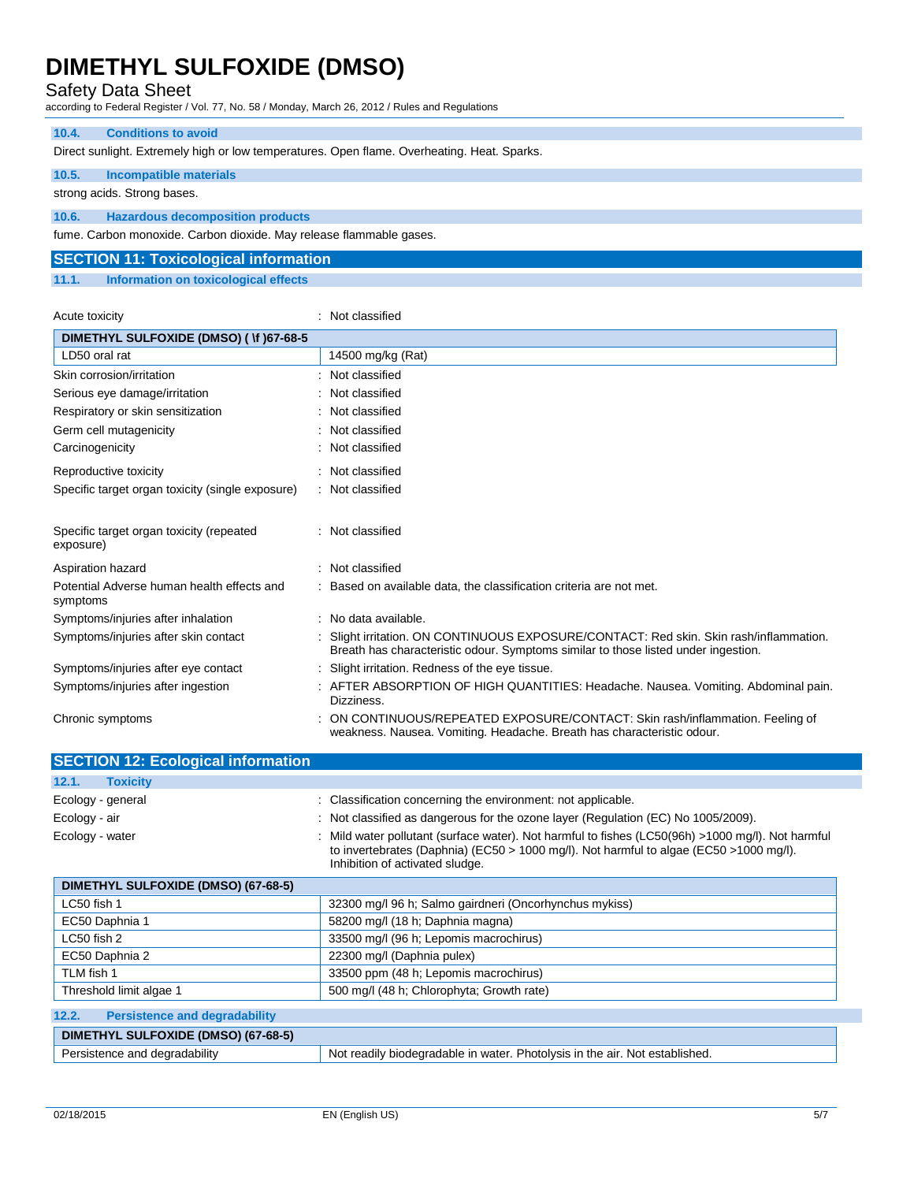### 10.4. Conditions to avoid

Direct sunlight. Extremely high or low temperatures. Open flame. Overheating. Heat. Sparks.

### 10.5. Incompatible materials

strong acids. Strong bases.

### 10.6. Hazardous decomposition products

fume. Carbon monoxide. Carbon dioxide. May release flammable gases.

## SECTION 11: Toxicological information

### 11.1. Information on toxicological effects

Acute toxicity : Not classified

| DIMETHYL SULFOXIDE (DMSO) ( \f )67-68-5 | |
|---|---|
| LD50 oral rat | 14500 mg/kg (Rat) |

| | |
|---|---|
| Skin corrosion/irritation | : Not classified |
| Serious eye damage/irritation | : Not classified |
| Respiratory or skin sensitization | : Not classified |
| Germ cell mutagenicity | : Not classified |
| Carcinogenicity | : Not classified |
| Reproductive toxicity | : Not classified |
| Specific target organ toxicity (single exposure) | : Not classified |
| Specific target organ toxicity (repeated exposure) | : Not classified |
| Aspiration hazard | : Not classified |
| Potential Adverse human health effects and symptoms | : Based on available data, the classification criteria are not met. |
| Symptoms/injuries after inhalation | : No data available. |
| Symptoms/injuries after skin contact | : Slight irritation. ON CONTINUOUS EXPOSURE/CONTACT: Red skin. Skin rash/inflammation. Breath has characteristic odour. Symptoms similar to those listed under ingestion. |
| Symptoms/injuries after eye contact | : Slight irritation. Redness of the eye tissue. |
| Symptoms/injuries after ingestion | : AFTER ABSORPTION OF HIGH QUANTITIES: Headache. Nausea. Vomiting. Abdominal pain. Dizziness. |
| Chronic symptoms | : ON CONTINUOUS/REPEATED EXPOSURE/CONTACT: Skin rash/inflammation. Feeling of weakness. Nausea. Vomiting. Headache. Breath has characteristic odour. |

## SECTION 12: Ecological information

### 12.1. Toxicity

| | |
|---|---|
| Ecology - general | : Classification concerning the environment: not applicable. |
| Ecology - air | : Not classified as dangerous for the ozone layer (Regulation (EC) No 1005/2009). |
| Ecology - water | : Mild water pollutant (surface water). Not harmful to fishes (LC50(96h) >1000 mg/l). Not harmful to invertebrates (Daphnia) (EC50 > 1000 mg/l). Not harmful to algae (EC50 >1000 mg/l). Inhibition of activated sludge. |

| DIMETHYL SULFOXIDE (DMSO) (67-68-5) | |
|---|---|
| LC50 fish 1 | 32300 mg/l 96 h; Salmo gairdneri (Oncorhynchus mykiss) |
| EC50 Daphnia 1 | 58200 mg/l (18 h; Daphnia magna) |
| LC50 fish 2 | 33500 mg/l (96 h; Lepomis macrochirus) |
| EC50 Daphnia 2 | 22300 mg/l (Daphnia pulex) |
| TLM fish 1 | 33500 ppm (48 h; Lepomis macrochirus) |
| Threshold limit algae 1 | 500 mg/l (48 h; Chlorophyta; Growth rate) |

### 12.2. Persistence and degradability

| DIMETHYL SULFOXIDE (DMSO) (67-68-5) | |
|---|---|
| Persistence and degradability | Not readily biodegradable in water. Photolysis in the air. Not established. |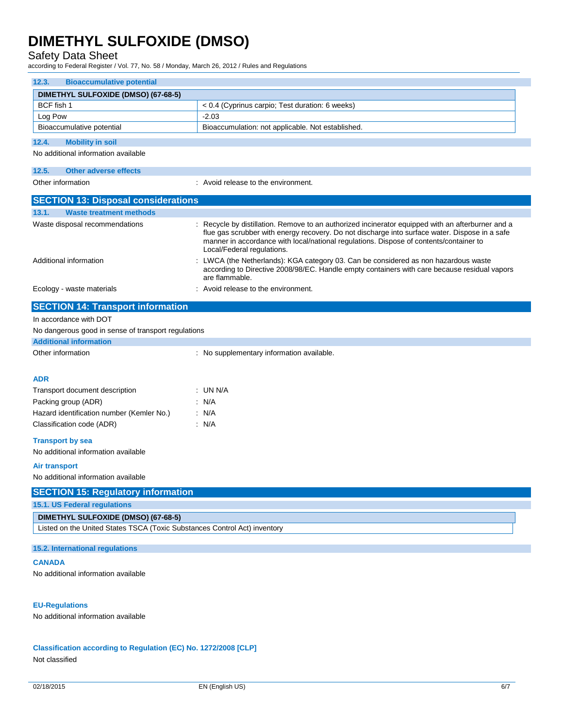### 12.3. Bioaccumulative potential

| DIMETHYL SULFOXIDE (DMSO) (67-68-5) | |
|---|---|
| BCF fish 1 | < 0.4 (Cyprinus carpio; Test duration: 6 weeks) |
| Log Pow | -2.03 |
| Bioaccumulative potential | Bioaccumulation: not applicable. Not established. |

### 12.4. Mobility in soil

No additional information available

### 12.5. Other adverse effects

Other information : Avoid release to the environment.

## SECTION 13: Disposal considerations

### 13.1. Waste treatment methods

Waste disposal recommendations : Recycle by distillation. Remove to an authorized incinerator equipped with an afterburner and a flue gas scrubber with energy recovery. Do not discharge into surface water. Dispose in a safe manner in accordance with local/national regulations. Dispose of contents/container to Local/Federal regulations.

Additional information : LWCA (the Netherlands): KGA category 03. Can be considered as non hazardous waste according to Directive 2008/98/EC. Handle empty containers with care because residual vapors are flammable.

Ecology - waste materials : Avoid release to the environment.

## SECTION 14: Transport information

In accordance with DOT

No dangerous good in sense of transport regulations

### Additional information

Other information : No supplementary information available.

### ADR

Transport document description : UN N/A

Packing group (ADR) : N/A

Hazard identification number (Kemler No.) : N/A

Classification code (ADR) : N/A

### Transport by sea

No additional information available

### Air transport

No additional information available

## SECTION 15: Regulatory information

### 15.1. US Federal regulations

| DIMETHYL SULFOXIDE (DMSO) (67-68-5) |
|---|
| Listed on the United States TSCA (Toxic Substances Control Act) inventory |

### 15.2. International regulations

#### CANADA

No additional information available

#### EU-Regulations

No additional information available

#### Classification according to Regulation (EC) No. 1272/2008 [CLP]

Not classified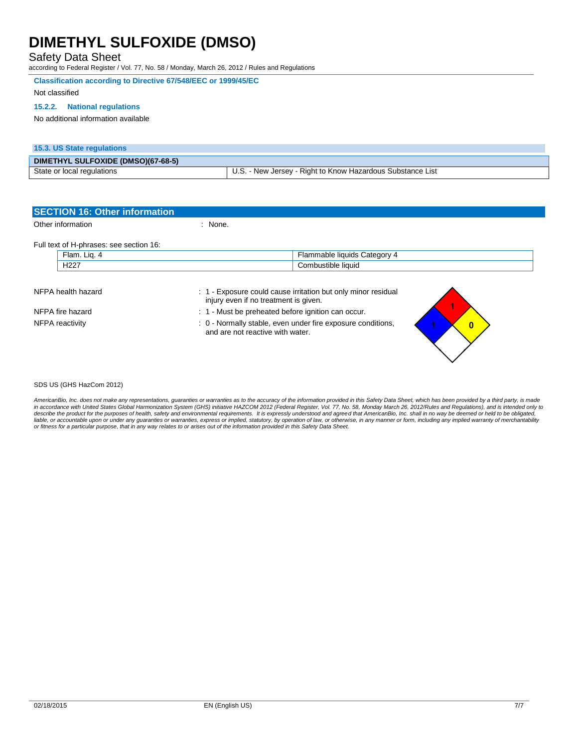Classification according to Directive 67/548/EEC or 1999/45/EC

Not classified

### 15.2.2. National regulations

No additional information available

### 15.3. US State regulations

| DIMETHYL SULFOXIDE (DMSO)(67-68-5) | |
|---|---|
| State or local regulations | U.S. - New Jersey - Right to Know Hazardous Substance List |

## SECTION 16: Other information

Other information : None.

Full text of H-phrases: see section 16:

| | |
|---|---|
| Flam. Liq. 4 | Flammable liquids Category 4 |
| H227 | Combustible liquid |

NFPA health hazard : 1 - Exposure could cause irritation but only minor residual injury even if no treatment is given.

NFPA fire hazard : 1 - Must be preheated before ignition can occur.

NFPA reactivity : 0 - Normally stable, even under fire exposure conditions, and are not reactive with water.

1
1
0

SDS US (GHS HazCom 2012)

*AmericanBio, Inc. does not make any representations, guaranties or warranties as to the accuracy of the information provided in this Safety Data Sheet, which has been provided by a third party, is made in accordance with United States Global Harmonization System (GHS) initiative HAZCOM 2012 (Federal Register, Vol. 77, No. 58, Monday March 26, 2012/Rules and Regulations), and is intended only to describe the product for the purposes of health, safety and environmental requirements. It is expressly understood and agreed that AmericanBio, Inc. shall in no way be deemed or held to be obligated, liable, or accountable upon or under any guaranties or warranties, express or implied, statutory, by operation of law, or otherwise, in any manner or form, including any implied warranty of merchantability or fitness for a particular purpose, that in any way relates to or arises out of the information provided in this Safety Data Sheet.*